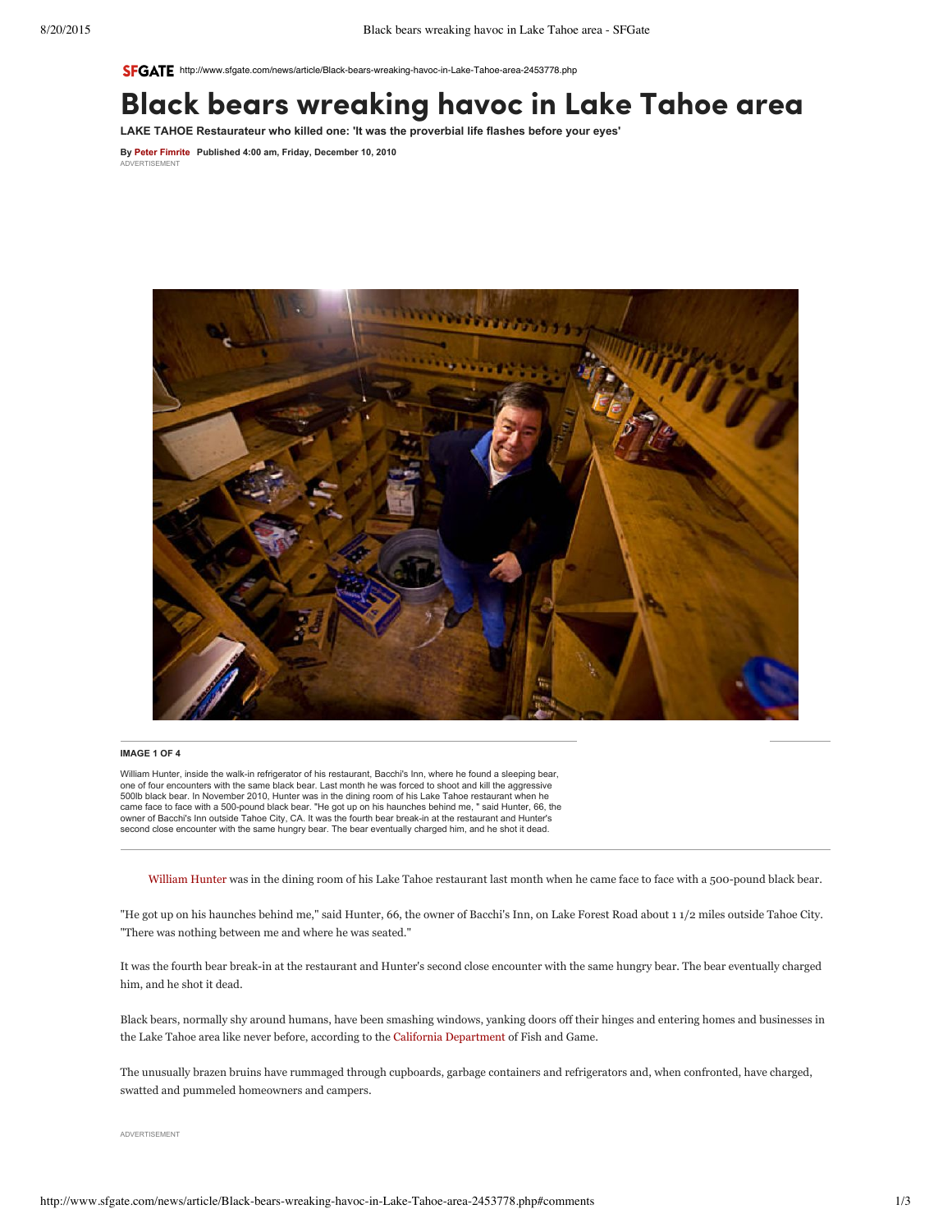SFGATE http://www.sfgate.com/news/article/Black-bears-wreaking-havoc-in-Lake-Tahoe-area-2453778.php

# Black bears wreaking havoc in Lake Tahoe area

**LAKE TAHOE Restaurateur who killed one: 'It was the proverbial life flashes before your eyes'**

**By Peter Fimrite Published 4:00 am, Friday, December 10, 2010**

ADVERTISEMENT

**IMAGE 1 OF 4**

William Hunter, inside the walk-in refrigerator of his restaurant, Bacchi's Inn, where he found a sleeping bear, one of four encounters with the same black bear. Last month he was forced to shoot and kill the aggressive 500lb black bear. In November 2010, Hunter was in the dining room of his Lake Tahoe restaurant when he came face to face with a 500-pound black bear. "He got up on his haunches behind me, " said Hunter, 66, the owner of Bacchi's Inn outside Tahoe City, CA. It was the fourth bear break-in at the restaurant and Hunter's second close encounter with the same hungry bear. The bear eventually charged him, and he shot it dead.

William Hunter was in the dining room of his Lake Tahoe restaurant last month when he came face to face with a 500-pound black bear.

"He got up on his haunches behind me," said Hunter, 66, the owner of Bacchi's Inn, on Lake Forest Road about 1 1/2 miles outside Tahoe City. "There was nothing between me and where he was seated."

It was the fourth bear break-in at the restaurant and Hunter's second close encounter with the same hungry bear. The bear eventually charged him, and he shot it dead.

Black bears, normally shy around humans, have been smashing windows, yanking doors off their hinges and entering homes and businesses in the Lake Tahoe area like never before, according to the California Department of Fish and Game.

The unusually brazen bruins have rummaged through cupboards, garbage containers and refrigerators and, when confronted, have charged, swatted and pummeled homeowners and campers.

ADVERTISEMENT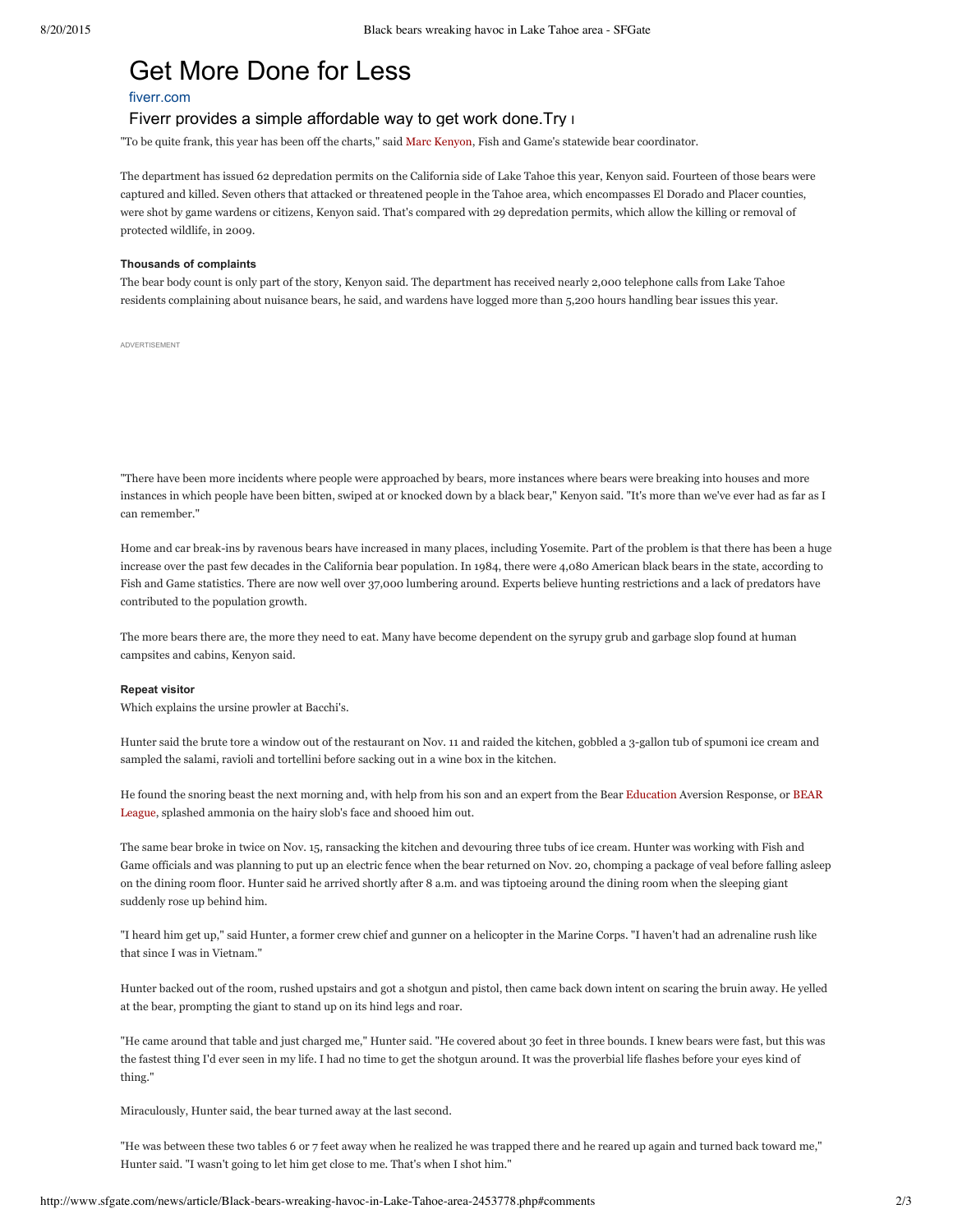"To be quite frank, this year has been off the charts," said Marc Kenyon, Fish and Game's statewide bear coordinator.

The department has issued 62 depredation permits on the California side of Lake Tahoe this year, Kenyon said. Fourteen of those bears were captured and killed. Seven others that attacked or threatened people in the Tahoe area, which encompasses El Dorado and Placer counties, were shot by game wardens or citizens, Kenyon said. That's compared with 29 depredation permits, which allow the killing or removal of protected wildlife, in 2009.

#### Thousands of complaints

The bear body count is only part of the story, Kenyon said. The department has received nearly 2,000 telephone calls from Lake Tahoe residents complaining about nuisance bears, he said, and wardens have logged more than 5,200 hours handling bear issues this year.

"There have been more incidents where people were approached by bears, more instances where bears were breaking into houses and more instances in which people have been bitten, swiped at or knocked down by a black bear," Kenyon said. "It's more than we've ever had as far as I can remember."

Home and car break-ins by ravenous bears have increased in many places, including Yosemite. Part of the problem is that there has been a huge increase over the past few decades in the California bear population. In 1984, there were 4,080 American black bears in the state, according to Fish and Game statistics. There are now well over 37,000 lumbering around. Experts believe hunting restrictions and a lack of predators have contributed to the population growth.

The more bears there are, the more they need to eat. Many have become dependent on the syrupy grub and garbage slop found at human campsites and cabins, Kenyon said.

#### Repeat visitor

Which explains the ursine prowler at Bacchi's.

Hunter said the brute tore a window out of the restaurant on Nov. 11 and raided the kitchen, gobbled a 3-gallon tub of spumoni ice cream and sampled the salami, ravioli and tortellini before sacking out in a wine box in the kitchen.

He found the snoring beast the next morning and, with help from his son and an expert from the Bear Education Aversion Response, or BEAR League, splashed ammonia on the hairy slob's face and shooed him out.

The same bear broke in twice on Nov. 15, ransacking the kitchen and devouring three tubs of ice cream. Hunter was working with Fish and Game officials and was planning to put up an electric fence when the bear returned on Nov. 20, chomping a package of veal before falling asleep on the dining room floor. Hunter said he arrived shortly after 8 a.m. and was tiptoeing around the dining room when the sleeping giant suddenly rose up behind him.

"I heard him get up," said Hunter, a former crew chief and gunner on a helicopter in the Marine Corps. "I haven't had an adrenaline rush like that since I was in Vietnam."

Hunter backed out of the room, rushed upstairs and got a shotgun and pistol, then came back down intent on scaring the bruin away. He yelled at the bear, prompting the giant to stand up on its hind legs and roar.

"He came around that table and just charged me," Hunter said. "He covered about 30 feet in three bounds. I knew bears were fast, but this was the fastest thing I'd ever seen in my life. I had no time to get the shotgun around. It was the proverbial life flashes before your eyes kind of thing."

Miraculously, Hunter said, the bear turned away at the last second.

"He was between these two tables 6 or 7 feet away when he realized he was trapped there and he reared up again and turned back toward me," Hunter said. "I wasn't going to let him get close to me. That's when I shot him."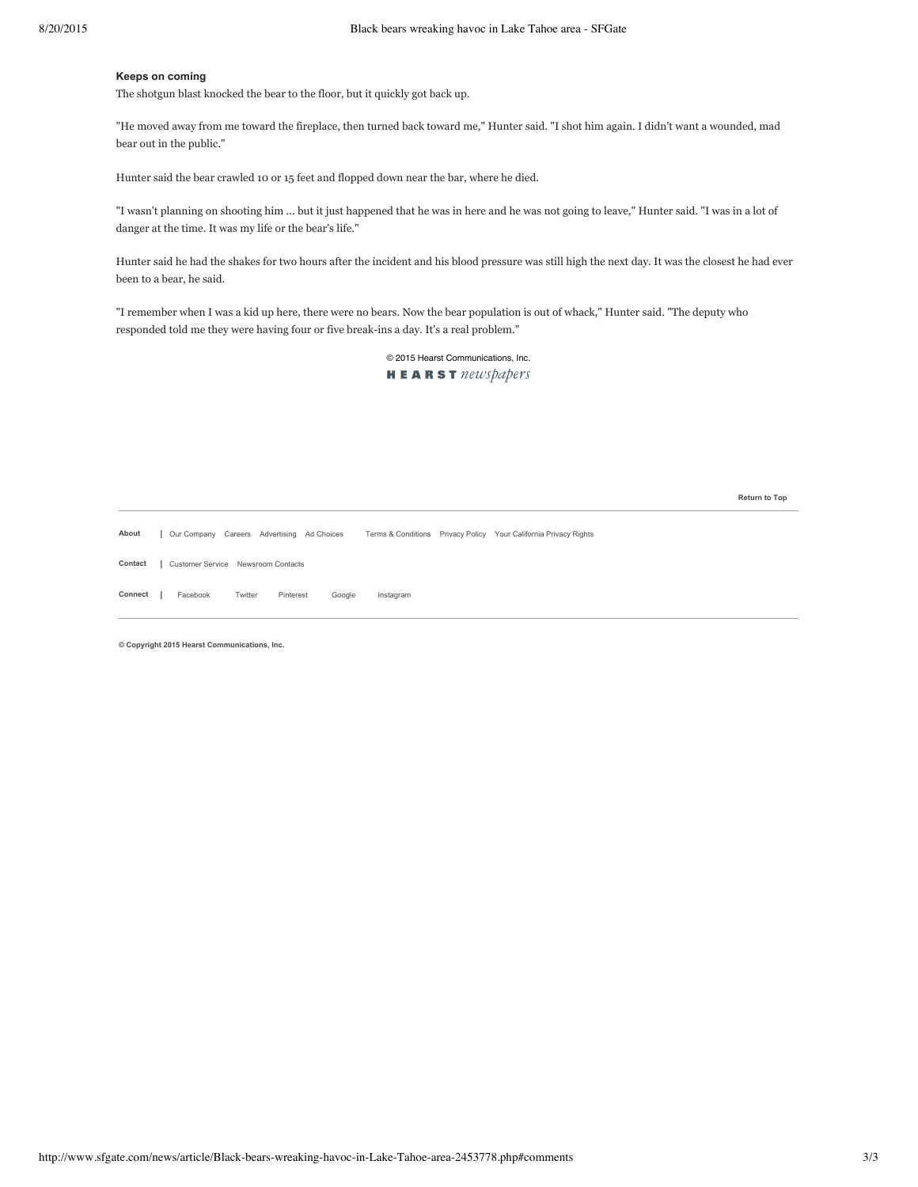### Keeps on coming

The shotgun blast knocked the bear to the floor, but it quickly got back up.

"He moved away from me toward the fireplace, then turned back toward me," Hunter said. "I shot him again. I didn't want a wounded, mad bear out in the public."

Hunter said the bear crawled 10 or 15 feet and flopped down near the bar, where he died.

"I wasn't planning on shooting him ... but it just happened that he was in here and he was not going to leave," Hunter said. "I was in a lot of danger at the time. It was my life or the bear's life."

Hunter said he had the shakes for two hours after the incident and his blood pressure was still high the next day. It was the closest he had ever been to a bear, he said.

"I remember when I was a kid up here, there were no bears. Now the bear population is out of whack," Hunter said. "The deputy who responded told me they were having four or five break-ins a day. It's a real problem."

© 2015 Hearst Communications, Inc.

HEARST *newspapers*

Return to Top

**About** | Our Company Careers Advertising Ad Choices Terms & Conditions Privacy Policy Your California Privacy Rights

**Contact** | Customer Service Newsroom Contacts

**Connect** | Facebook Twitter Pinterest Google Instagram

**© Copyright 2015 Hearst Communications, Inc.**